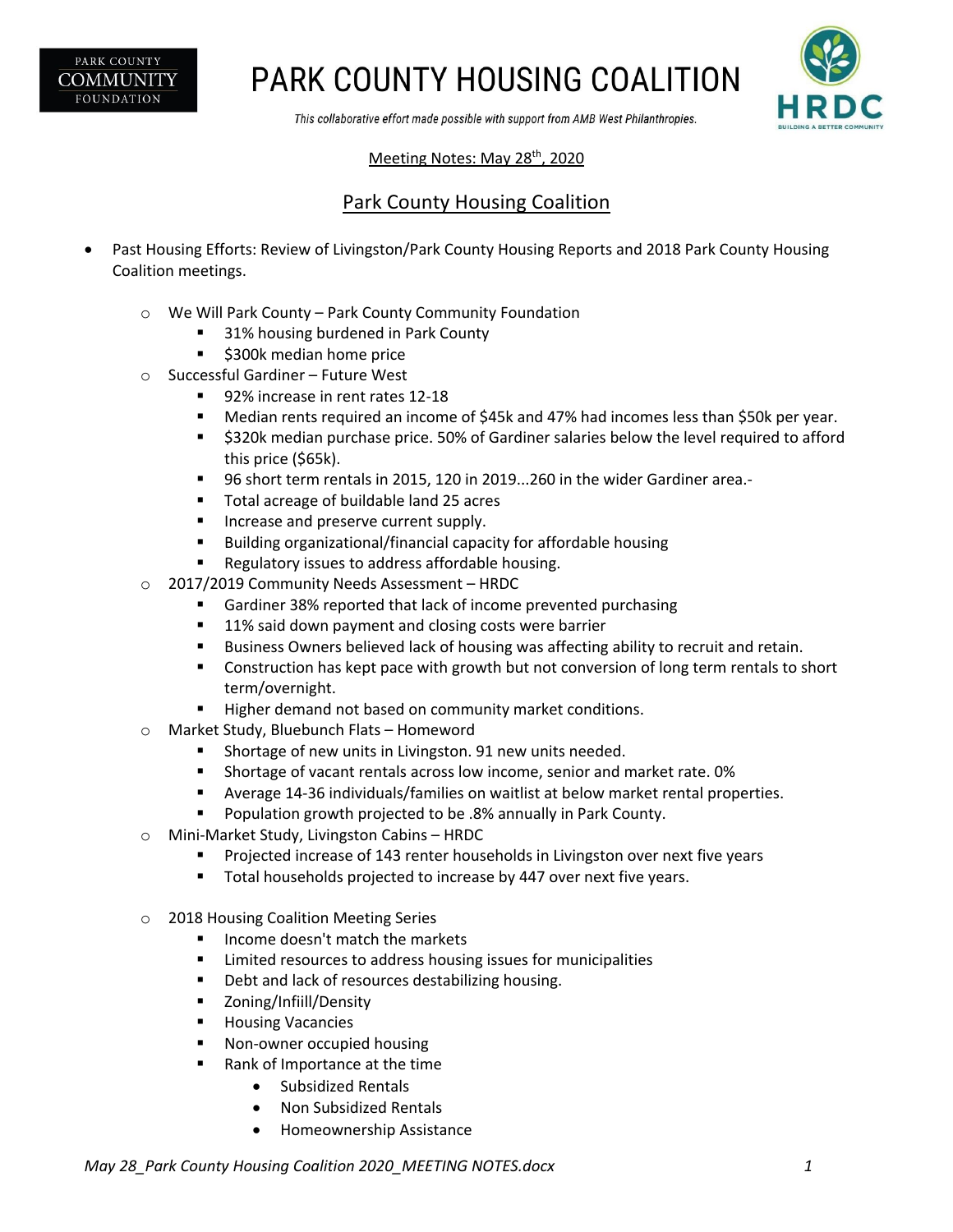# PARK COUNTY HOUSING COALITION

*This collaborative effort made possible with support from AMB West Philanthropies.*

Meeting Notes: May 28th, 2020

## Park County Housing Coalition

- Past Housing Efforts: Review of Livingston/Park County Housing Reports and 2018 Park County Housing Coalition meetings.
  - We Will Park County – Park County Community Foundation
    - 31% housing burdened in Park County
    - $300k median home price
  - Successful Gardiner – Future West
    - 92% increase in rent rates 12-18
    - Median rents required an income of $45k and 47% had incomes less than $50k per year.
    - $320k median purchase price. 50% of Gardiner salaries below the level required to afford this price ($65k).
    - 96 short term rentals in 2015, 120 in 2019...260 in the wider Gardiner area.-
    - Total acreage of buildable land 25 acres
    - Increase and preserve current supply.
    - Building organizational/financial capacity for affordable housing
    - Regulatory issues to address affordable housing.
  - 2017/2019 Community Needs Assessment – HRDC
    - Gardiner 38% reported that lack of income prevented purchasing
    - 11% said down payment and closing costs were barrier
    - Business Owners believed lack of housing was affecting ability to recruit and retain.
    - Construction has kept pace with growth but not conversion of long term rentals to short term/overnight.
    - Higher demand not based on community market conditions.
  - Market Study, Bluebunch Flats – Homeword
    - Shortage of new units in Livingston. 91 new units needed.
    - Shortage of vacant rentals across low income, senior and market rate. 0%
    - Average 14-36 individuals/families on waitlist at below market rental properties.
    - Population growth projected to be .8% annually in Park County.
  - Mini-Market Study, Livingston Cabins – HRDC
    - Projected increase of 143 renter households in Livingston over next five years
    - Total households projected to increase by 447 over next five years.
  - 2018 Housing Coalition Meeting Series
    - Income doesn't match the markets
    - Limited resources to address housing issues for municipalities
    - Debt and lack of resources destabilizing housing.
    - Zoning/Infiill/Density
    - Housing Vacancies
    - Non-owner occupied housing
    - Rank of Importance at the time
      - Subsidized Rentals
      - Non Subsidized Rentals
      - Homeownership Assistance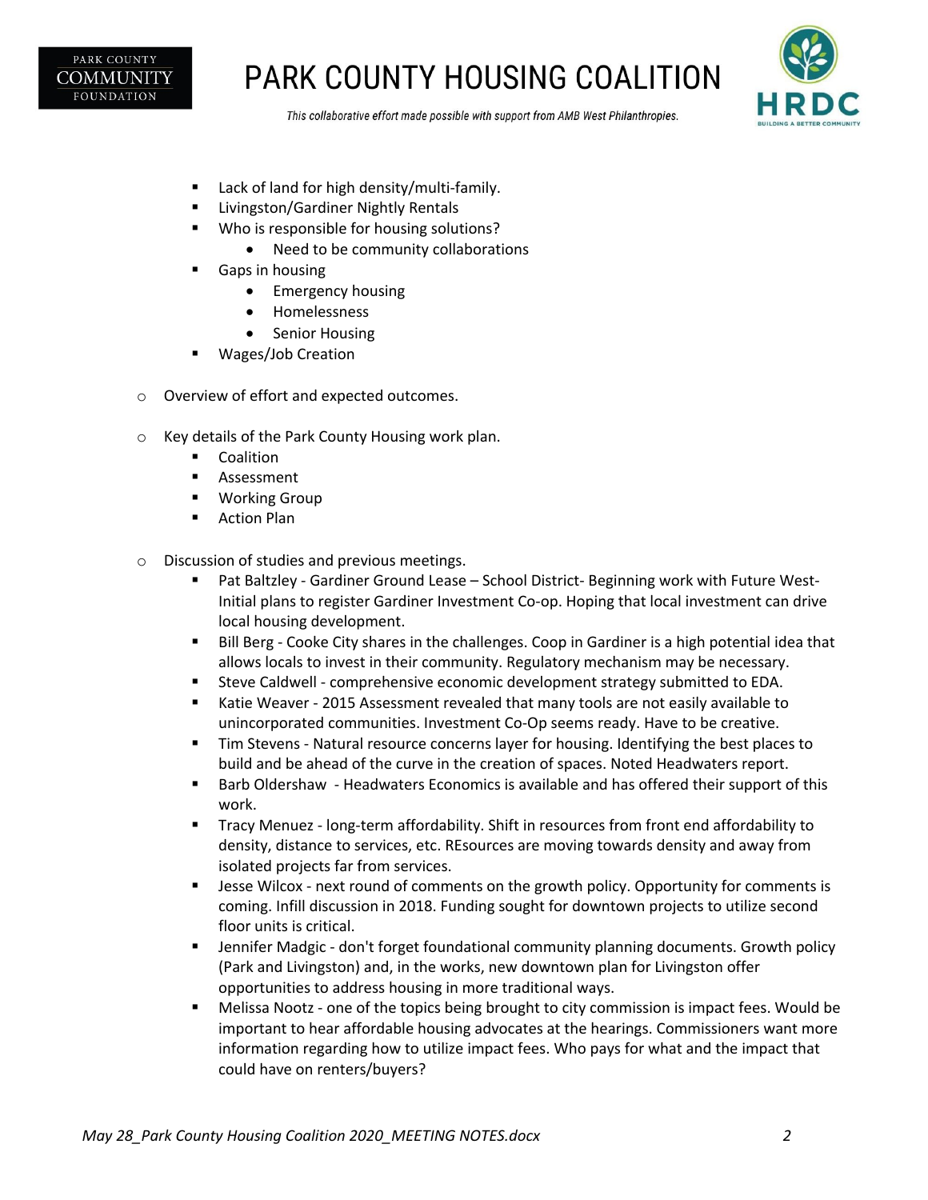- Lack of land for high density/multi-family.
- Livingston/Gardiner Nightly Rentals
- Who is responsible for housing solutions?
  - Need to be community collaborations
- Gaps in housing
  - Emergency housing
  - Homelessness
  - Senior Housing
- Wages/Job Creation

- Overview of effort and expected outcomes.

- Key details of the Park County Housing work plan.
  - Coalition
  - Assessment
  - Working Group
  - Action Plan

- Discussion of studies and previous meetings.
  - Pat Baltzley - Gardiner Ground Lease – School District- Beginning work with Future West- Initial plans to register Gardiner Investment Co-op. Hoping that local investment can drive local housing development.
  - Bill Berg - Cooke City shares in the challenges. Coop in Gardiner is a high potential idea that allows locals to invest in their community. Regulatory mechanism may be necessary.
  - Steve Caldwell - comprehensive economic development strategy submitted to EDA.
  - Katie Weaver - 2015 Assessment revealed that many tools are not easily available to unincorporated communities. Investment Co-Op seems ready. Have to be creative.
  - Tim Stevens - Natural resource concerns layer for housing. Identifying the best places to build and be ahead of the curve in the creation of spaces. Noted Headwaters report.
  - Barb Oldershaw - Headwaters Economics is available and has offered their support of this work.
  - Tracy Menuez - long-term affordability. Shift in resources from front end affordability to density, distance to services, etc. REsources are moving towards density and away from isolated projects far from services.
  - Jesse Wilcox - next round of comments on the growth policy. Opportunity for comments is coming. Infill discussion in 2018. Funding sought for downtown projects to utilize second floor units is critical.
  - Jennifer Madgic - don't forget foundational community planning documents. Growth policy (Park and Livingston) and, in the works, new downtown plan for Livingston offer opportunities to address housing in more traditional ways.
  - Melissa Nootz - one of the topics being brought to city commission is impact fees. Would be important to hear affordable housing advocates at the hearings. Commissioners want more information regarding how to utilize impact fees. Who pays for what and the impact that could have on renters/buyers?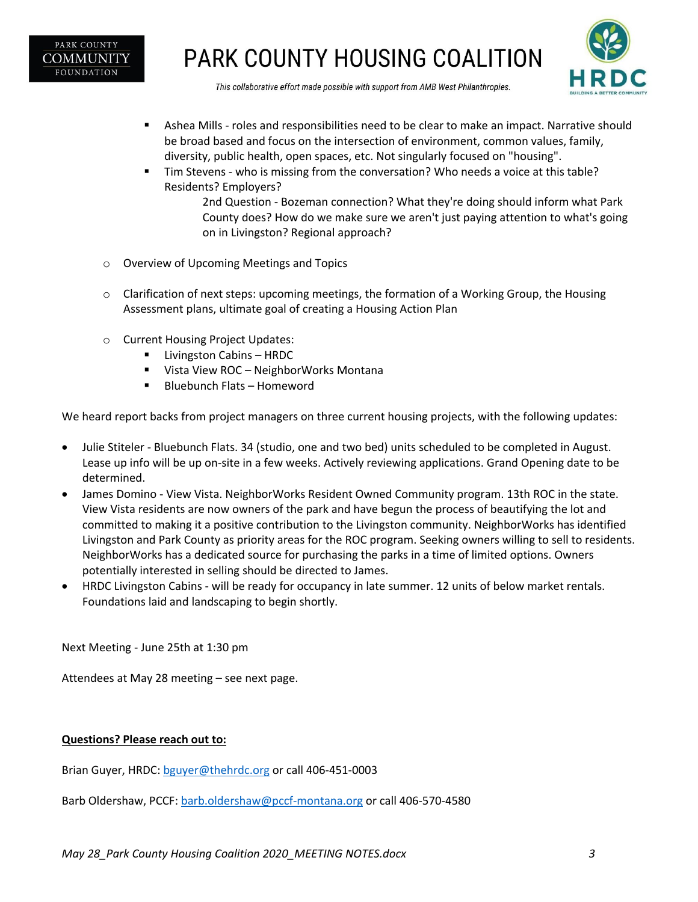- Ashea Mills - roles and responsibilities need to be clear to make an impact. Narrative should be broad based and focus on the intersection of environment, common values, family, diversity, public health, open spaces, etc. Not singularly focused on "housing".
- Tim Stevens - who is missing from the conversation? Who needs a voice at this table? Residents? Employers?

  2nd Question - Bozeman connection? What they're doing should inform what Park County does? How do we make sure we aren't just paying attention to what's going on in Livingston? Regional approach?

- Overview of Upcoming Meetings and Topics

- Clarification of next steps: upcoming meetings, the formation of a Working Group, the Housing Assessment plans, ultimate goal of creating a Housing Action Plan

- Current Housing Project Updates:
  - Livingston Cabins – HRDC
  - Vista View ROC – NeighborWorks Montana
  - Bluebunch Flats – Homeword

We heard report backs from project managers on three current housing projects, with the following updates:

- Julie Stiteler - Bluebunch Flats. 34 (studio, one and two bed) units scheduled to be completed in August. Lease up info will be up on-site in a few weeks. Actively reviewing applications. Grand Opening date to be determined.
- James Domino - View Vista. NeighborWorks Resident Owned Community program. 13th ROC in the state. View Vista residents are now owners of the park and have begun the process of beautifying the lot and committed to making it a positive contribution to the Livingston community. NeighborWorks has identified Livingston and Park County as priority areas for the ROC program. Seeking owners willing to sell to residents. NeighborWorks has a dedicated source for purchasing the parks in a time of limited options. Owners potentially interested in selling should be directed to James.
- HRDC Livingston Cabins - will be ready for occupancy in late summer. 12 units of below market rentals. Foundations laid and landscaping to begin shortly.

Next Meeting - June 25th at 1:30 pm

Attendees at May 28 meeting – see next page.

**Questions? Please reach out to:**

Brian Guyer, HRDC: bguyer@thehrdc.org or call 406-451-0003

Barb Oldershaw, PCCF: barb.oldershaw@pccf-montana.org or call 406-570-4580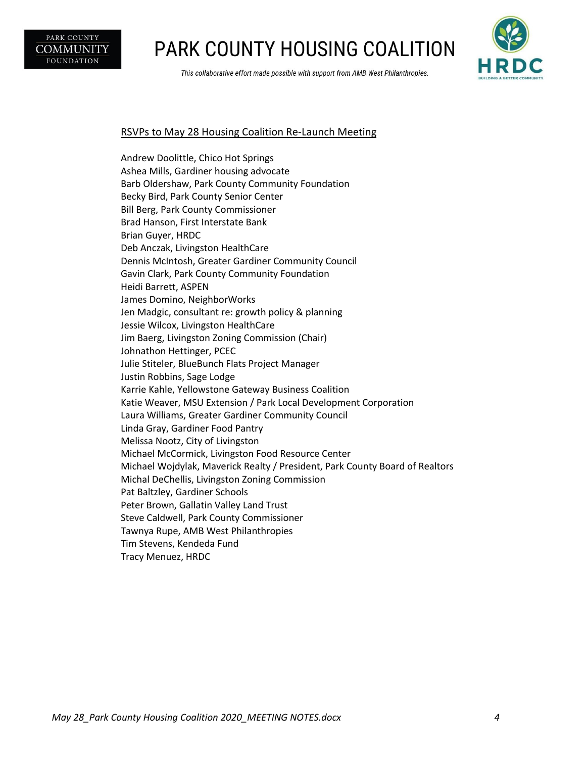# PARK COUNTY HOUSING COALITION

*This collaborative effort made possible with support from AMB West Philanthropies.*

RSVPs to May 28 Housing Coalition Re-Launch Meeting

Andrew Doolittle, Chico Hot Springs
Ashea Mills, Gardiner housing advocate
Barb Oldershaw, Park County Community Foundation
Becky Bird, Park County Senior Center
Bill Berg, Park County Commissioner
Brad Hanson, First Interstate Bank
Brian Guyer, HRDC
Deb Anczak, Livingston HealthCare
Dennis McIntosh, Greater Gardiner Community Council
Gavin Clark, Park County Community Foundation
Heidi Barrett, ASPEN
James Domino, NeighborWorks
Jen Madgic, consultant re: growth policy & planning
Jessie Wilcox, Livingston HealthCare
Jim Baerg, Livingston Zoning Commission (Chair)
Johnathon Hettinger, PCEC
Julie Stiteler, BlueBunch Flats Project Manager
Justin Robbins, Sage Lodge
Karrie Kahle, Yellowstone Gateway Business Coalition
Katie Weaver, MSU Extension / Park Local Development Corporation
Laura Williams, Greater Gardiner Community Council
Linda Gray, Gardiner Food Pantry
Melissa Nootz, City of Livingston
Michael McCormick, Livingston Food Resource Center
Michael Wojdylak, Maverick Realty / President, Park County Board of Realtors
Michal DeChellis, Livingston Zoning Commission
Pat Baltzley, Gardiner Schools
Peter Brown, Gallatin Valley Land Trust
Steve Caldwell, Park County Commissioner
Tawnya Rupe, AMB West Philanthropies
Tim Stevens, Kendeda Fund
Tracy Menuez, HRDC